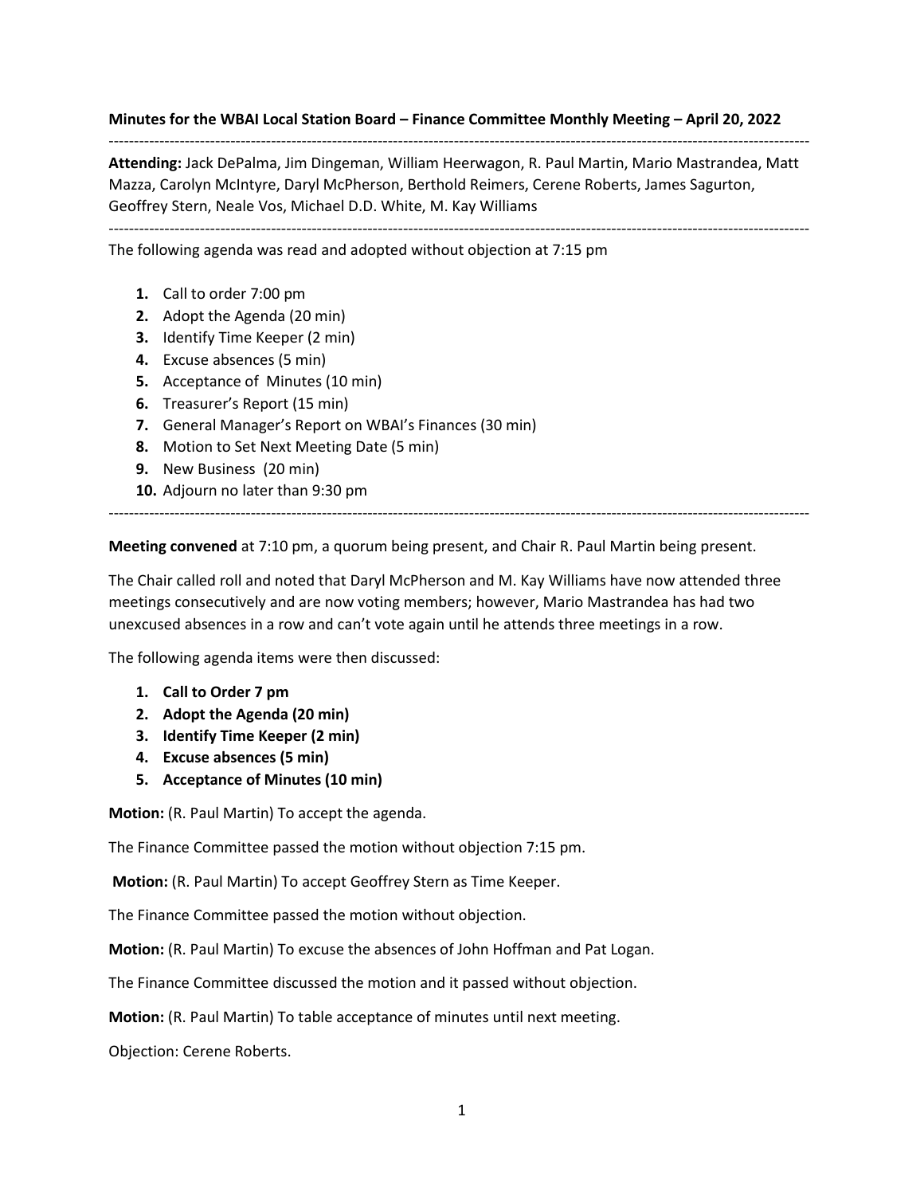**Minutes for the WBAI Local Station Board – Finance Committee Monthly Meeting – April 20, 2022**

---

**Attending:** Jack DePalma, Jim Dingeman, William Heerwagon, R. Paul Martin, Mario Mastrandea, Matt Mazza, Carolyn McIntyre, Daryl McPherson, Berthold Reimers, Cerene Roberts, James Sagurton, Geoffrey Stern, Neale Vos, Michael D.D. White, M. Kay Williams

---

The following agenda was read and adopted without objection at 7:15 pm

1. Call to order 7:00 pm
2. Adopt the Agenda (20 min)
3. Identify Time Keeper (2 min)
4. Excuse absences (5 min)
5. Acceptance of Minutes (10 min)
6. Treasurer's Report (15 min)
7. General Manager's Report on WBAI's Finances (30 min)
8. Motion to Set Next Meeting Date (5 min)
9. New Business (20 min)
10. Adjourn no later than 9:30 pm

---

**Meeting convened** at 7:10 pm, a quorum being present, and Chair R. Paul Martin being present.

The Chair called roll and noted that Daryl McPherson and M. Kay Williams have now attended three meetings consecutively and are now voting members; however, Mario Mastrandea has had two unexcused absences in a row and can't vote again until he attends three meetings in a row.

The following agenda items were then discussed:

1. **Call to Order 7 pm**
2. **Adopt the Agenda (20 min)**
3. **Identify Time Keeper (2 min)**
4. **Excuse absences (5 min)**
5. **Acceptance of Minutes (10 min)**

**Motion:** (R. Paul Martin) To accept the agenda.

The Finance Committee passed the motion without objection 7:15 pm.

**Motion:** (R. Paul Martin) To accept Geoffrey Stern as Time Keeper.

The Finance Committee passed the motion without objection.

**Motion:** (R. Paul Martin) To excuse the absences of John Hoffman and Pat Logan.

The Finance Committee discussed the motion and it passed without objection.

**Motion:** (R. Paul Martin) To table acceptance of minutes until next meeting.

Objection: Cerene Roberts.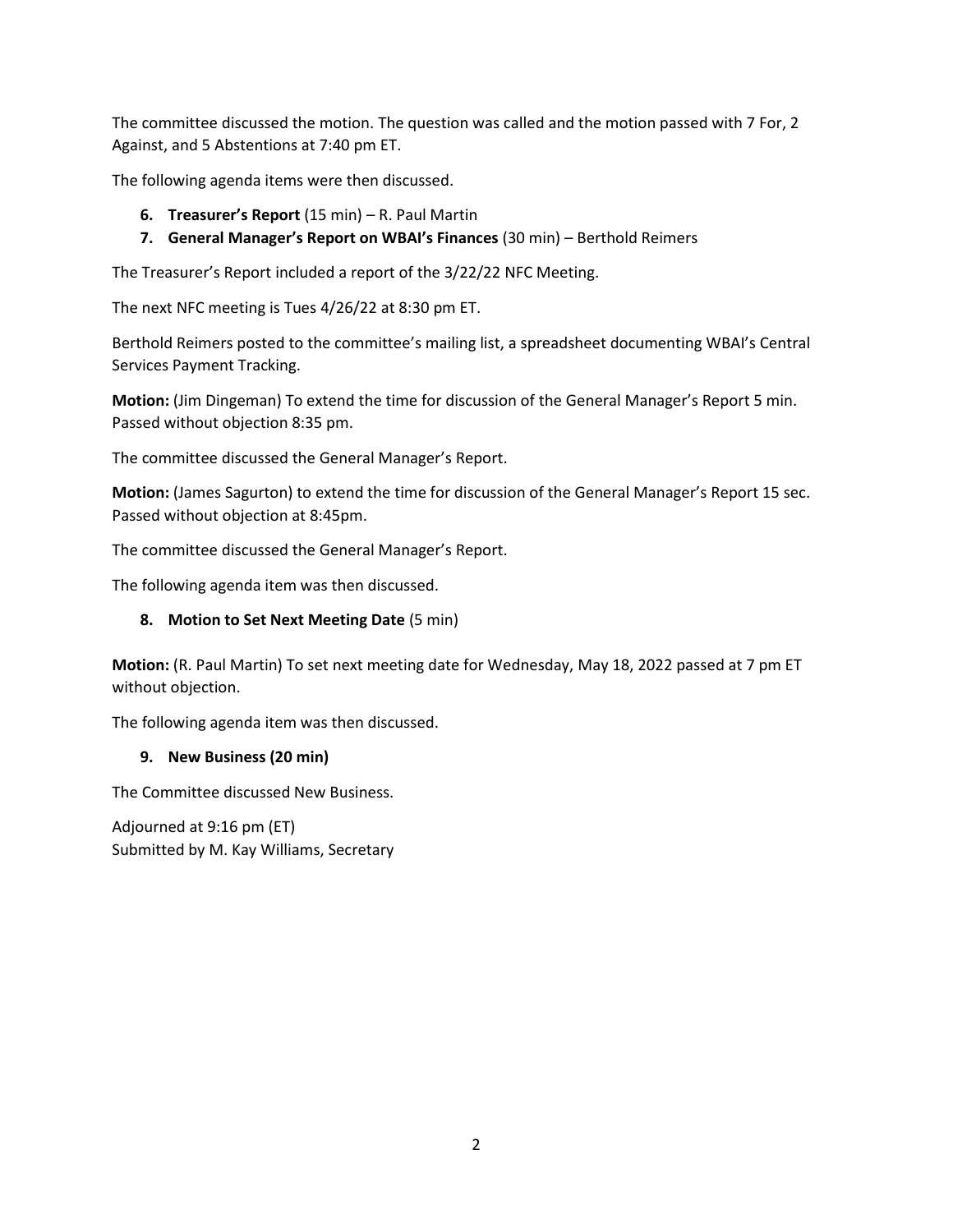The committee discussed the motion. The question was called and the motion passed with 7 For, 2 Against, and 5 Abstentions at 7:40 pm ET.

The following agenda items were then discussed.

6. **Treasurer's Report** (15 min) – R. Paul Martin
7. **General Manager's Report on WBAI's Finances** (30 min) – Berthold Reimers

The Treasurer's Report included a report of the 3/22/22 NFC Meeting.

The next NFC meeting is Tues 4/26/22 at 8:30 pm ET.

Berthold Reimers posted to the committee's mailing list, a spreadsheet documenting WBAI's Central Services Payment Tracking.

**Motion:** (Jim Dingeman) To extend the time for discussion of the General Manager's Report 5 min. Passed without objection 8:35 pm.

The committee discussed the General Manager's Report.

**Motion:** (James Sagurton) to extend the time for discussion of the General Manager's Report 15 sec. Passed without objection at 8:45pm.

The committee discussed the General Manager's Report.

The following agenda item was then discussed.

8. **Motion to Set Next Meeting Date** (5 min)

**Motion:** (R. Paul Martin) To set next meeting date for Wednesday, May 18, 2022 passed at 7 pm ET without objection.

The following agenda item was then discussed.

9. **New Business (20 min)**

The Committee discussed New Business.

Adjourned at 9:16 pm (ET)
Submitted by M. Kay Williams, Secretary